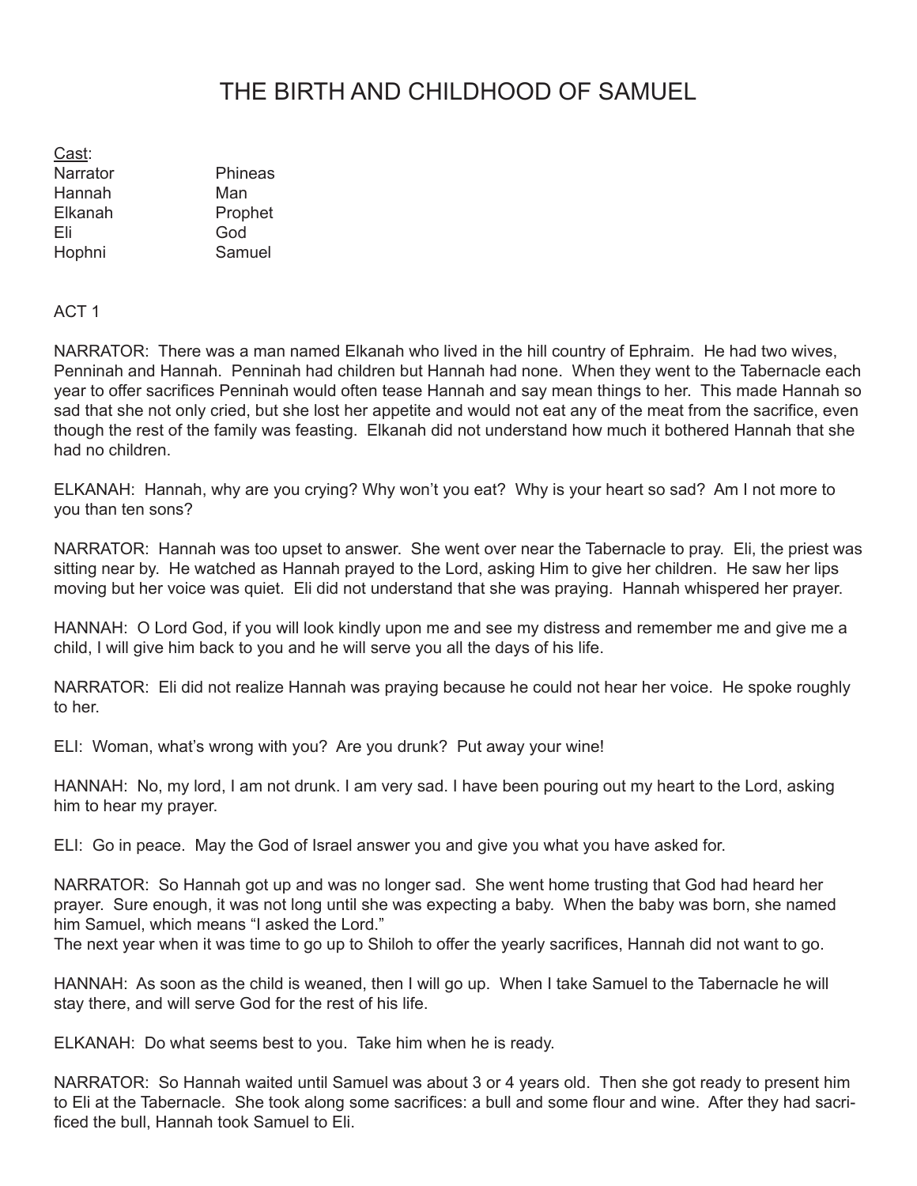# THE BIRTH AND CHILDHOOD OF SAMUEL

Cast:

| | |
|---|---|
| Narrator | Phineas |
| Hannah | Man |
| Elkanah | Prophet |
| Eli | God |
| Hophni | Samuel |

ACT 1

NARRATOR: There was a man named Elkanah who lived in the hill country of Ephraim. He had two wives, Penninah and Hannah. Penninah had children but Hannah had none. When they went to the Tabernacle each year to offer sacrifices Penninah would often tease Hannah and say mean things to her. This made Hannah so sad that she not only cried, but she lost her appetite and would not eat any of the meat from the sacrifice, even though the rest of the family was feasting. Elkanah did not understand how much it bothered Hannah that she had no children.

ELKANAH: Hannah, why are you crying? Why won't you eat? Why is your heart so sad? Am I not more to you than ten sons?

NARRATOR: Hannah was too upset to answer. She went over near the Tabernacle to pray. Eli, the priest was sitting near by. He watched as Hannah prayed to the Lord, asking Him to give her children. He saw her lips moving but her voice was quiet. Eli did not understand that she was praying. Hannah whispered her prayer.

HANNAH: O Lord God, if you will look kindly upon me and see my distress and remember me and give me a child, I will give him back to you and he will serve you all the days of his life.

NARRATOR: Eli did not realize Hannah was praying because he could not hear her voice. He spoke roughly to her.

ELI: Woman, what's wrong with you? Are you drunk? Put away your wine!

HANNAH: No, my lord, I am not drunk. I am very sad. I have been pouring out my heart to the Lord, asking him to hear my prayer.

ELI: Go in peace. May the God of Israel answer you and give you what you have asked for.

NARRATOR: So Hannah got up and was no longer sad. She went home trusting that God had heard her prayer. Sure enough, it was not long until she was expecting a baby. When the baby was born, she named him Samuel, which means "I asked the Lord."
The next year when it was time to go up to Shiloh to offer the yearly sacrifices, Hannah did not want to go.

HANNAH: As soon as the child is weaned, then I will go up. When I take Samuel to the Tabernacle he will stay there, and will serve God for the rest of his life.

ELKANAH: Do what seems best to you. Take him when he is ready.

NARRATOR: So Hannah waited until Samuel was about 3 or 4 years old. Then she got ready to present him to Eli at the Tabernacle. She took along some sacrifices: a bull and some flour and wine. After they had sacrificed the bull, Hannah took Samuel to Eli.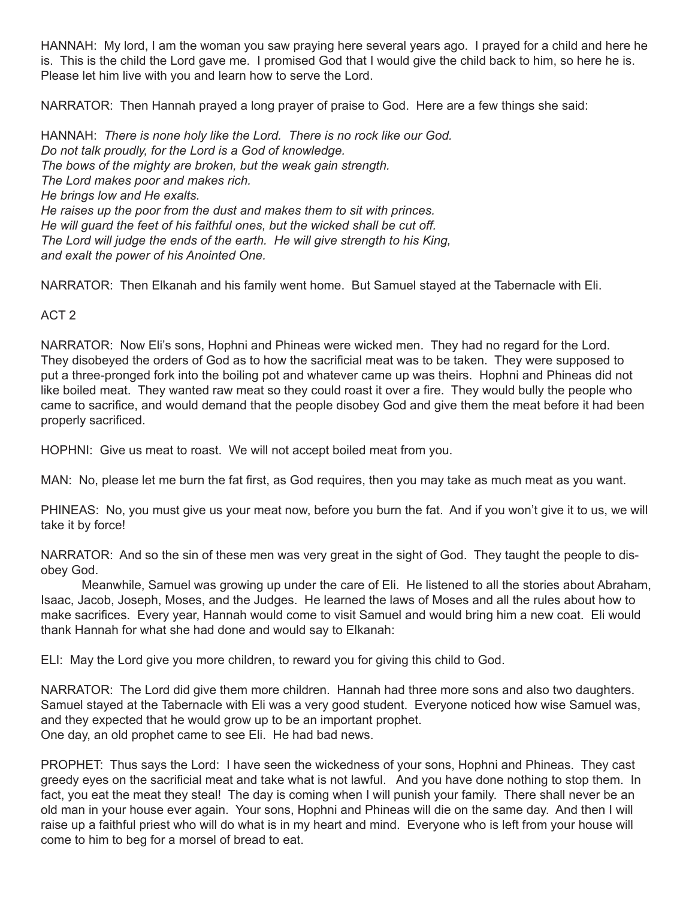HANNAH: My lord, I am the woman you saw praying here several years ago. I prayed for a child and here he is. This is the child the Lord gave me. I promised God that I would give the child back to him, so here he is. Please let him live with you and learn how to serve the Lord.

NARRATOR: Then Hannah prayed a long prayer of praise to God. Here are a few things she said:

HANNAH: *There is none holy like the Lord. There is no rock like our God.*
*Do not talk proudly, for the Lord is a God of knowledge.*
*The bows of the mighty are broken, but the weak gain strength.*
*The Lord makes poor and makes rich.*
*He brings low and He exalts.*
*He raises up the poor from the dust and makes them to sit with princes.*
*He will guard the feet of his faithful ones, but the wicked shall be cut off.*
*The Lord will judge the ends of the earth. He will give strength to his King,*
*and exalt the power of his Anointed One.*

NARRATOR: Then Elkanah and his family went home. But Samuel stayed at the Tabernacle with Eli.

ACT 2

NARRATOR: Now Eli's sons, Hophni and Phineas were wicked men. They had no regard for the Lord. They disobeyed the orders of God as to how the sacrificial meat was to be taken. They were supposed to put a three-pronged fork into the boiling pot and whatever came up was theirs. Hophni and Phineas did not like boiled meat. They wanted raw meat so they could roast it over a fire. They would bully the people who came to sacrifice, and would demand that the people disobey God and give them the meat before it had been properly sacrificed.

HOPHNI: Give us meat to roast. We will not accept boiled meat from you.

MAN: No, please let me burn the fat first, as God requires, then you may take as much meat as you want.

PHINEAS: No, you must give us your meat now, before you burn the fat. And if you won't give it to us, we will take it by force!

NARRATOR: And so the sin of these men was very great in the sight of God. They taught the people to disobey God.

Meanwhile, Samuel was growing up under the care of Eli. He listened to all the stories about Abraham, Isaac, Jacob, Joseph, Moses, and the Judges. He learned the laws of Moses and all the rules about how to make sacrifices. Every year, Hannah would come to visit Samuel and would bring him a new coat. Eli would thank Hannah for what she had done and would say to Elkanah:

ELI: May the Lord give you more children, to reward you for giving this child to God.

NARRATOR: The Lord did give them more children. Hannah had three more sons and also two daughters. Samuel stayed at the Tabernacle with Eli was a very good student. Everyone noticed how wise Samuel was, and they expected that he would grow up to be an important prophet.
One day, an old prophet came to see Eli. He had bad news.

PROPHET: Thus says the Lord: I have seen the wickedness of your sons, Hophni and Phineas. They cast greedy eyes on the sacrificial meat and take what is not lawful. And you have done nothing to stop them. In fact, you eat the meat they steal! The day is coming when I will punish your family. There shall never be an old man in your house ever again. Your sons, Hophni and Phineas will die on the same day. And then I will raise up a faithful priest who will do what is in my heart and mind. Everyone who is left from your house will come to him to beg for a morsel of bread to eat.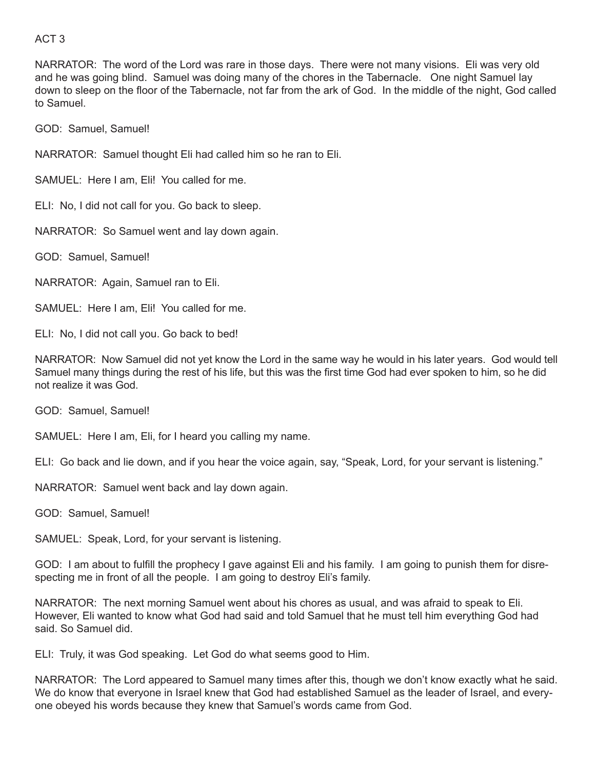ACT 3

NARRATOR: The word of the Lord was rare in those days. There were not many visions. Eli was very old and he was going blind. Samuel was doing many of the chores in the Tabernacle. One night Samuel lay down to sleep on the floor of the Tabernacle, not far from the ark of God. In the middle of the night, God called to Samuel.

GOD: Samuel, Samuel!

NARRATOR: Samuel thought Eli had called him so he ran to Eli.

SAMUEL: Here I am, Eli! You called for me.

ELI: No, I did not call for you. Go back to sleep.

NARRATOR: So Samuel went and lay down again.

GOD: Samuel, Samuel!

NARRATOR: Again, Samuel ran to Eli.

SAMUEL: Here I am, Eli! You called for me.

ELI: No, I did not call you. Go back to bed!

NARRATOR: Now Samuel did not yet know the Lord in the same way he would in his later years. God would tell Samuel many things during the rest of his life, but this was the first time God had ever spoken to him, so he did not realize it was God.

GOD: Samuel, Samuel!

SAMUEL: Here I am, Eli, for I heard you calling my name.

ELI: Go back and lie down, and if you hear the voice again, say, "Speak, Lord, for your servant is listening."

NARRATOR: Samuel went back and lay down again.

GOD: Samuel, Samuel!

SAMUEL: Speak, Lord, for your servant is listening.

GOD: I am about to fulfill the prophecy I gave against Eli and his family. I am going to punish them for disrespecting me in front of all the people. I am going to destroy Eli's family.

NARRATOR: The next morning Samuel went about his chores as usual, and was afraid to speak to Eli. However, Eli wanted to know what God had said and told Samuel that he must tell him everything God had said. So Samuel did.

ELI: Truly, it was God speaking. Let God do what seems good to Him.

NARRATOR: The Lord appeared to Samuel many times after this, though we don't know exactly what he said. We do know that everyone in Israel knew that God had established Samuel as the leader of Israel, and everyone obeyed his words because they knew that Samuel's words came from God.